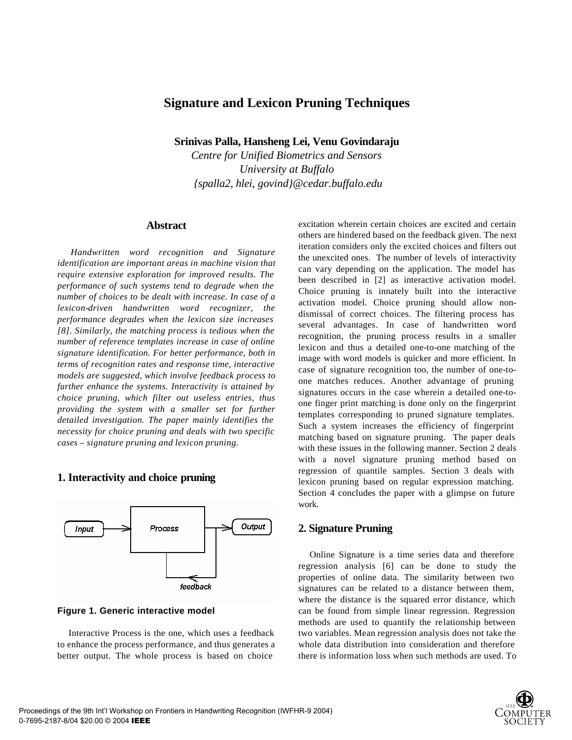# Signature and Lexicon Pruning Techniques

**Srinivas Palla, Hansheng Lei, Venu Govindaraju**
*Centre for Unified Biometrics and Sensors*
*University at Buffalo*
*{spalla2, hlei, govind}@cedar.buffalo.edu*

## Abstract

*Handwritten word recognition and Signature identification are important areas in machine vision that require extensive exploration for improved results. The performance of such systems tend to degrade when the number of choices to be dealt with increase. In case of a lexicon-driven handwritten word recognizer, the performance degrades when the lexicon size increases [8]. Similarly, the matching process is tedious when the number of reference templates increase in case of online signature identification. For better performance, both in terms of recognition rates and response time, interactive models are suggested, which involve feedback process to further enhance the systems. Interactivity is attained by choice pruning, which filter out useless entries, thus providing the system with a smaller set for further detailed investigation. The paper mainly identifies the necessity for choice pruning and deals with two specific cases – signature pruning and lexicon pruning.*

## 1. Interactivity and choice pruning

Input → Process → Output (feedback from Output to Process)

**Figure 1. Generic interactive model**

Interactive Process is the one, which uses a feedback to enhance the process performance, and thus generates a better output. The whole process is based on choice excitation wherein certain choices are excited and certain others are hindered based on the feedback given. The next iteration considers only the excited choices and filters out the unexcited ones. The number of levels of interactivity can vary depending on the application. The model has been described in [2] as interactive activation model. Choice pruning is innately built into the interactive activation model. Choice pruning should allow non-dismissal of correct choices. The filtering process has several advantages. In case of handwritten word recognition, the pruning process results in a smaller lexicon and thus a detailed one-to-one matching of the image with word models is quicker and more efficient. In case of signature recognition too, the number of one-to-one matches reduces. Another advantage of pruning signatures occurs in the case wherein a detailed one-to-one finger print matching is done only on the fingerprint templates corresponding to pruned signature templates. Such a system increases the efficiency of fingerprint matching based on signature pruning. The paper deals with these issues in the following manner. Section 2 deals with a novel signature pruning method based on regression of quantile samples. Section 3 deals with lexicon pruning based on regular expression matching. Section 4 concludes the paper with a glimpse on future work.

## 2. Signature Pruning

Online Signature is a time series data and therefore regression analysis [6] can be done to study the properties of online data. The similarity between two signatures can be related to a distance between them, where the distance is the squared error distance, which can be found from simple linear regression. Regression methods are used to quantify the relationship between two variables. Mean regression analysis does not take the whole data distribution into consideration and therefore there is information loss when such methods are used. To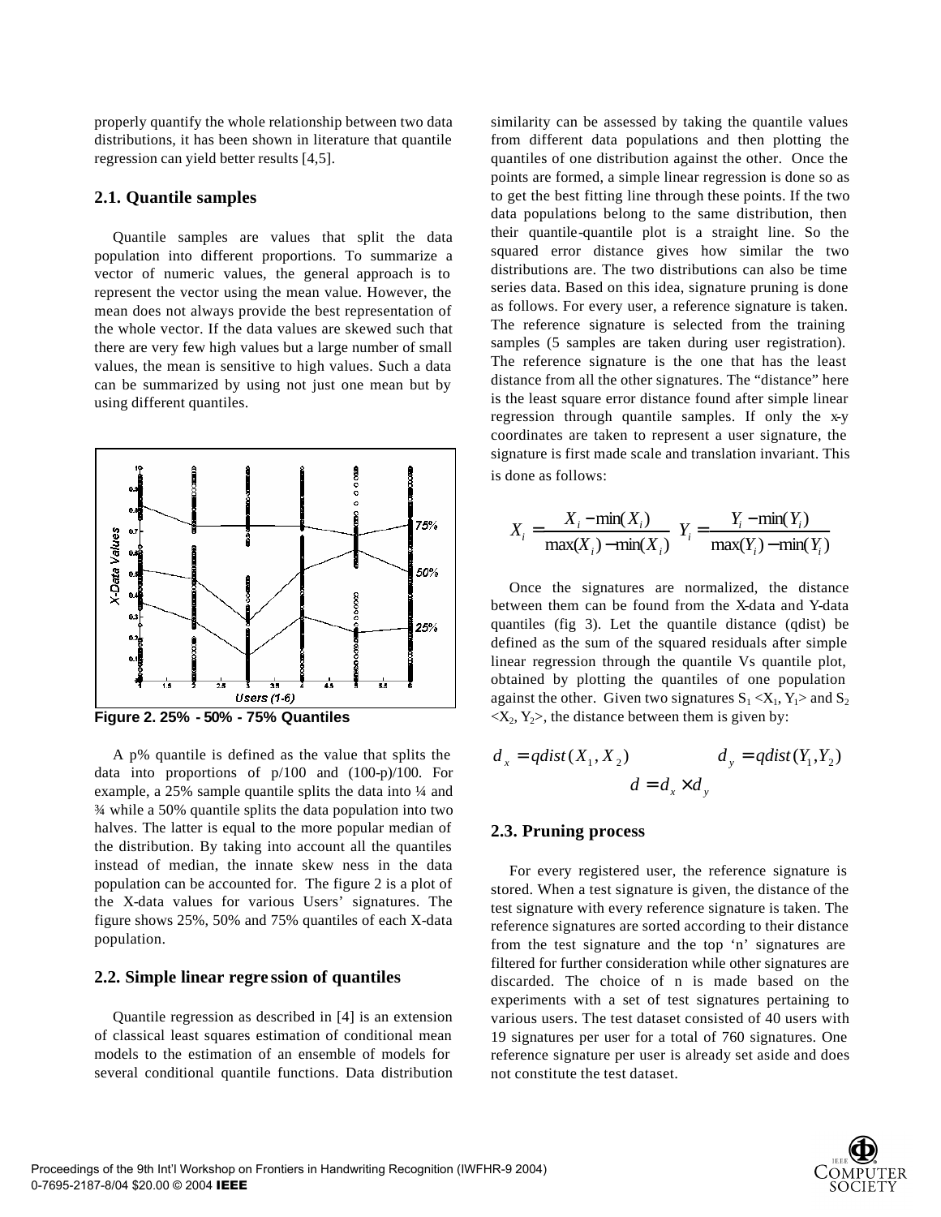properly quantify the whole relationship between two data distributions, it has been shown in literature that quantile regression can yield better results [4,5].

### 2.1. Quantile samples

Quantile samples are values that split the data population into different proportions. To summarize a vector of numeric values, the general approach is to represent the vector using the mean value. However, the mean does not always provide the best representation of the whole vector. If the data values are skewed such that there are very few high values but a large number of small values, the mean is sensitive to high values. Such a data can be summarized by using not just one mean but by using different quantiles.

**Figure 2. 25% - 50% - 75% Quantiles**

A p% quantile is defined as the value that splits the data into proportions of p/100 and (100-p)/100. For example, a 25% sample quantile splits the data into ¼ and ¾ while a 50% quantile splits the data population into two halves. The latter is equal to the more popular median of the distribution. By taking into account all the quantiles instead of median, the innate skew ness in the data population can be accounted for. The figure 2 is a plot of the X-data values for various Users' signatures. The figure shows 25%, 50% and 75% quantiles of each X-data population.

### 2.2. Simple linear regression of quantiles

Quantile regression as described in [4] is an extension of classical least squares estimation of conditional mean models to the estimation of an ensemble of models for several conditional quantile functions. Data distribution similarity can be assessed by taking the quantile values from different data populations and then plotting the quantiles of one distribution against the other. Once the points are formed, a simple linear regression is done so as to get the best fitting line through these points. If the two data populations belong to the same distribution, then their quantile-quantile plot is a straight line. So the squared error distance gives how similar the two distributions are. The two distributions can also be time series data. Based on this idea, signature pruning is done as follows. For every user, a reference signature is taken. The reference signature is selected from the training samples (5 samples are taken during user registration). The reference signature is the one that has the least distance from all the other signatures. The "distance" here is the least square error distance found after simple linear regression through quantile samples. If only the x-y coordinates are taken to represent a user signature, the signature is first made scale and translation invariant. This is done as follows:

$$X_i = \frac{X_i - \min(X_i)}{\max(X_i) - \min(X_i)} \quad Y_i = \frac{Y_i - \min(Y_i)}{\max(Y_i) - \min(Y_i)}$$

Once the signatures are normalized, the distance between them can be found from the X-data and Y-data quantiles (fig 3). Let the quantile distance (qdist) be defined as the sum of the squared residuals after simple linear regression through the quantile Vs quantile plot, obtained by plotting the quantiles of one population against the other. Given two signatures $S_1 <X_1, Y_1>$ and $S_2 <X_2, Y_2>$, the distance between them is given by:

$$d_x = qdist(X_1, X_2) \qquad d_y = qdist(Y_1, Y_2)$$

$$d = d_x \times d_y$$

### 2.3. Pruning process

For every registered user, the reference signature is stored. When a test signature is given, the distance of the test signature with every reference signature is taken. The reference signatures are sorted according to their distance from the test signature and the top 'n' signatures are filtered for further consideration while other signatures are discarded. The choice of n is made based on the experiments with a set of test signatures pertaining to various users. The test dataset consisted of 40 users with 19 signatures per user for a total of 760 signatures. One reference signature per user is already set aside and does not constitute the test dataset.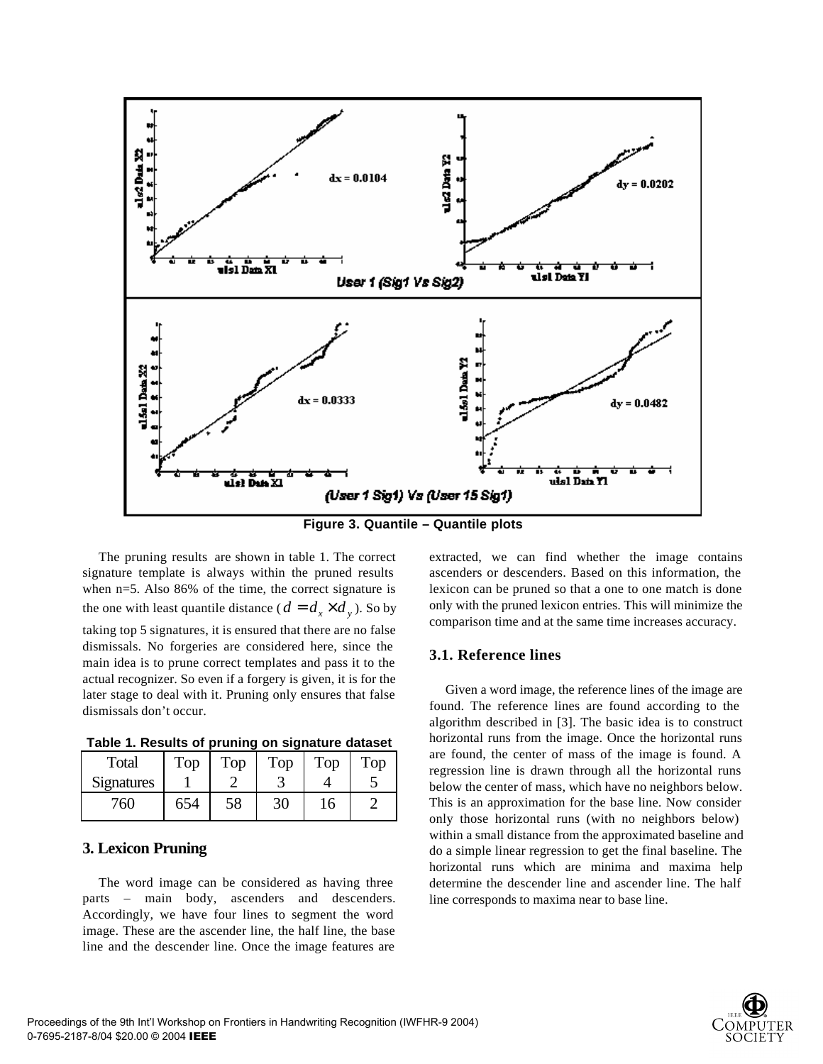Figure 3. Quantile – Quantile plots

The pruning results are shown in table 1. The correct signature template is always within the pruned results when n=5. Also 86% of the time, the correct signature is the one with least quantile distance ($d = d_x \times d_y$). So by taking top 5 signatures, it is ensured that there are no false dismissals. No forgeries are considered here, since the main idea is to prune correct templates and pass it to the actual recognizer. So even if a forgery is given, it is for the later stage to deal with it. Pruning only ensures that false dismissals don't occur.

**Table 1. Results of pruning on signature dataset**

| Total Signatures | Top 1 | Top 2 | Top 3 | Top 4 | Top 5 |
|---|---|---|---|---|---|
| 760 | 654 | 58 | 30 | 16 | 2 |

## 3. Lexicon Pruning

The word image can be considered as having three parts – main body, ascenders and descenders. Accordingly, we have four lines to segment the word image. These are the ascender line, the half line, the base line and the descender line. Once the image features are extracted, we can find whether the image contains ascenders or descenders. Based on this information, the lexicon can be pruned so that a one to one match is done only with the pruned lexicon entries. This will minimize the comparison time and at the same time increases accuracy.

### 3.1. Reference lines

Given a word image, the reference lines of the image are found. The reference lines are found according to the algorithm described in [3]. The basic idea is to construct horizontal runs from the image. Once the horizontal runs are found, the center of mass of the image is found. A regression line is drawn through all the horizontal runs below the center of mass, which have no neighbors below. This is an approximation for the base line. Now consider only those horizontal runs (with no neighbors below) within a small distance from the approximated baseline and do a simple linear regression to get the final baseline. The horizontal runs which are minima and maxima help determine the descender line and ascender line. The half line corresponds to maxima near to base line.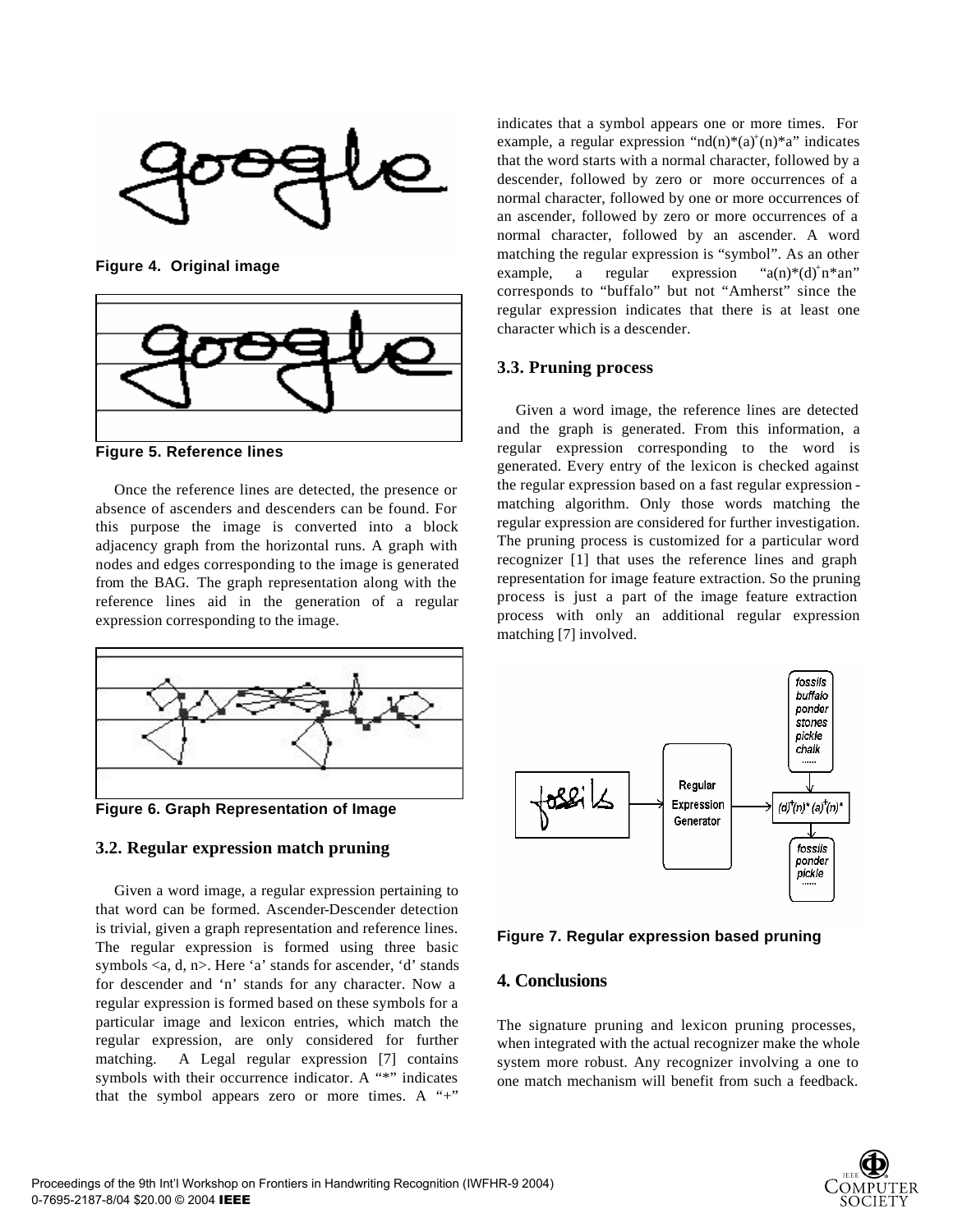Figure 4. Original image

Figure 5. Reference lines

Once the reference lines are detected, the presence or absence of ascenders and descenders can be found. For this purpose the image is converted into a block adjacency graph from the horizontal runs. A graph with nodes and edges corresponding to the image is generated from the BAG. The graph representation along with the reference lines aid in the generation of a regular expression corresponding to the image.

Figure 6. Graph Representation of Image

### 3.2. Regular expression match pruning

Given a word image, a regular expression pertaining to that word can be formed. Ascender-Descender detection is trivial, given a graph representation and reference lines. The regular expression is formed using three basic symbols <a, d, n>. Here 'a' stands for ascender, 'd' stands for descender and 'n' stands for any character. Now a regular expression is formed based on these symbols for a particular image and lexicon entries, which match the regular expression, are only considered for further matching. A Legal regular expression [7] contains symbols with their occurrence indicator. A "*" indicates that the symbol appears zero or more times. A "+" indicates that a symbol appears one or more times. For example, a regular expression "nd(n)*(a)$^+$(n)*a" indicates that the word starts with a normal character, followed by a descender, followed by zero or more occurrences of a normal character, followed by one or more occurrences of an ascender, followed by zero or more occurrences of a normal character, followed by an ascender. A word matching the regular expression is "symbol". As an other example, a regular expression "a(n)*(d)$^+$n*an" corresponds to "buffalo" but not "Amherst" since the regular expression indicates that there is at least one character which is a descender.

### 3.3. Pruning process

Given a word image, the reference lines are detected and the graph is generated. From this information, a regular expression corresponding to the word is generated. Every entry of the lexicon is checked against the regular expression based on a fast regular expression - matching algorithm. Only those words matching the regular expression are considered for further investigation. The pruning process is customized for a particular word recognizer [1] that uses the reference lines and graph representation for image feature extraction. So the pruning process is just a part of the image feature extraction process with only an additional regular expression matching [7] involved.

fossils
buffalo
ponder
stones
pickle
chalk
......

Regular Expression Generator

(d)$^+$(n)* (a)$^+$(n)*

fossils
ponder
pickle
......

Figure 7. Regular expression based pruning

## 4. Conclusions

The signature pruning and lexicon pruning processes, when integrated with the actual recognizer make the whole system more robust. Any recognizer involving a one to one match mechanism will benefit from such a feedback.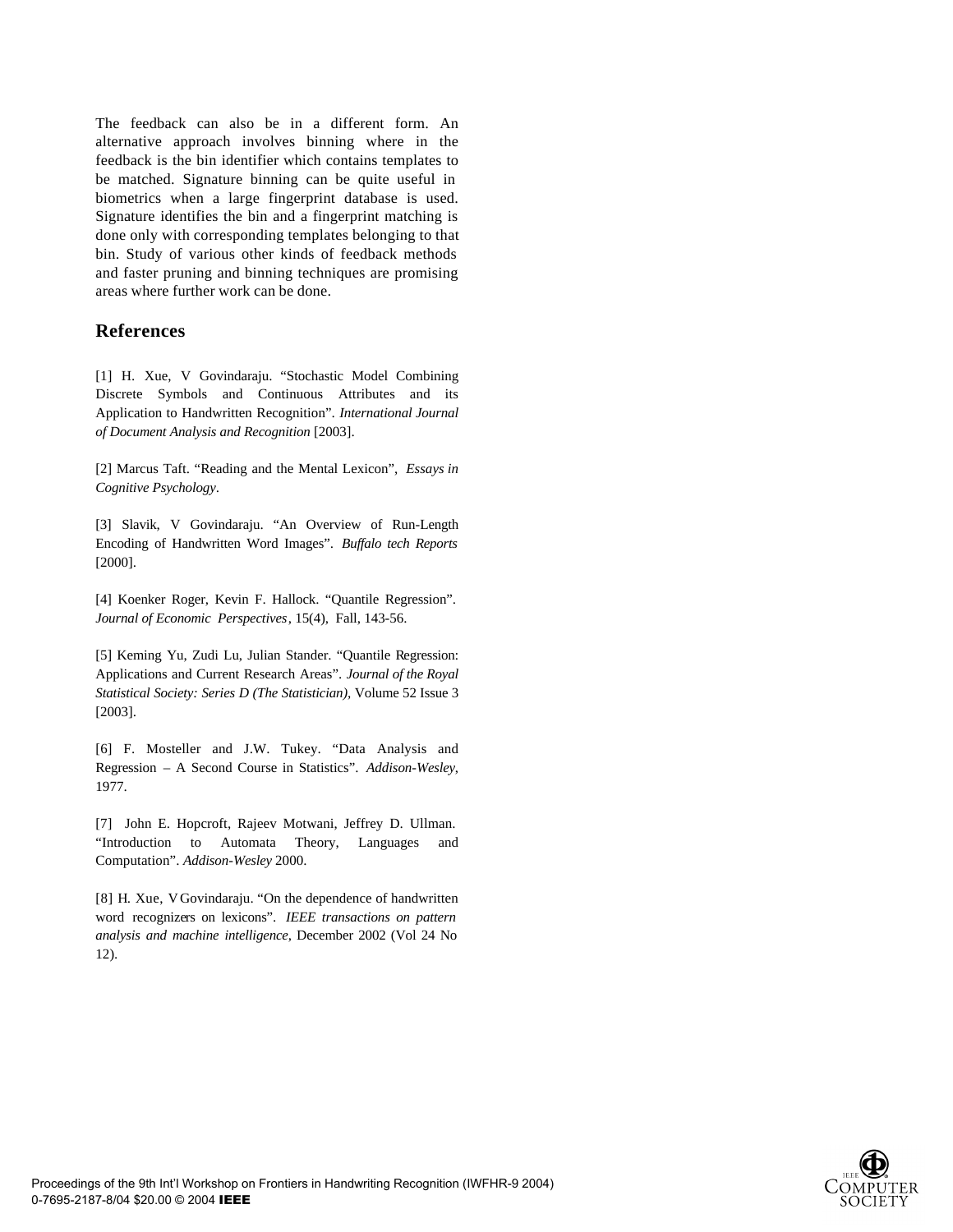The feedback can also be in a different form. An alternative approach involves binning where in the feedback is the bin identifier which contains templates to be matched. Signature binning can be quite useful in biometrics when a large fingerprint database is used. Signature identifies the bin and a fingerprint matching is done only with corresponding templates belonging to that bin. Study of various other kinds of feedback methods and faster pruning and binning techniques are promising areas where further work can be done.

## References

[1] H. Xue, V Govindaraju. "Stochastic Model Combining Discrete Symbols and Continuous Attributes and its Application to Handwritten Recognition". *International Journal of Document Analysis and Recognition* [2003].

[2] Marcus Taft. "Reading and the Mental Lexicon", *Essays in Cognitive Psychology*.

[3] Slavik, V Govindaraju. "An Overview of Run-Length Encoding of Handwritten Word Images". *Buffalo tech Reports* [2000].

[4] Koenker Roger, Kevin F. Hallock. "Quantile Regression". *Journal of Economic Perspectives*, 15(4), Fall, 143-56.

[5] Keming Yu, Zudi Lu, Julian Stander. "Quantile Regression: Applications and Current Research Areas". *Journal of the Royal Statistical Society: Series D (The Statistician)*, Volume 52 Issue 3 [2003].

[6] F. Mosteller and J.W. Tukey. "Data Analysis and Regression – A Second Course in Statistics". *Addison-Wesley*, 1977.

[7] John E. Hopcroft, Rajeev Motwani, Jeffrey D. Ullman. "Introduction to Automata Theory, Languages and Computation". *Addison-Wesley* 2000.

[8] H. Xue, V Govindaraju. "On the dependence of handwritten word recognizers on lexicons". *IEEE transactions on pattern analysis and machine intelligence*, December 2002 (Vol 24 No 12).